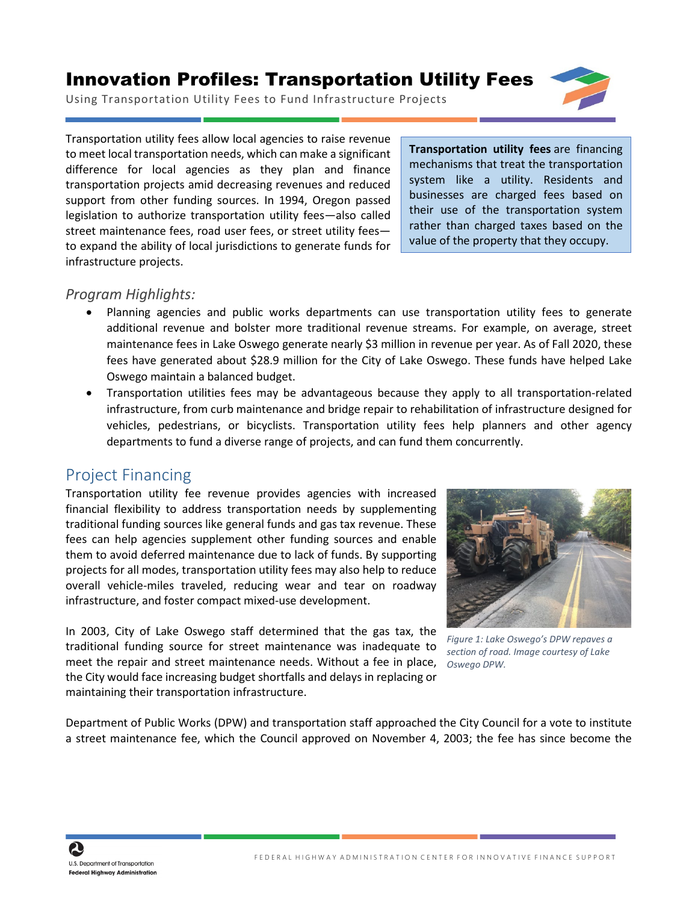# Innovation Profiles: Transportation Utility Fees

Using Transportation Utility Fees to Fund Infrastructure Projects

Transportation utility fees allow local agencies to raise revenue to meet local transportation needs, which can make a significant difference for local agencies as they plan and finance transportation projects amid decreasing revenues and reduced support from other funding sources. In 1994, Oregon passed legislation to authorize transportation utility fees—also called street maintenance fees, road user fees, or street utility fees—to expand the ability of local jurisdictions to generate funds for infrastructure projects.

> **Transportation utility fees** are financing mechanisms that treat the transportation system like a utility. Residents and businesses are charged fees based on their use of the transportation system rather than charged taxes based on the value of the property that they occupy.

*Program Highlights:*

- Planning agencies and public works departments can use transportation utility fees to generate additional revenue and bolster more traditional revenue streams. For example, on average, street maintenance fees in Lake Oswego generate nearly $3 million in revenue per year. As of Fall 2020, these fees have generated about $28.9 million for the City of Lake Oswego. These funds have helped Lake Oswego maintain a balanced budget.
- Transportation utilities fees may be advantageous because they apply to all transportation-related infrastructure, from curb maintenance and bridge repair to rehabilitation of infrastructure designed for vehicles, pedestrians, or bicyclists. Transportation utility fees help planners and other agency departments to fund a diverse range of projects, and can fund them concurrently.

## Project Financing

Transportation utility fee revenue provides agencies with increased financial flexibility to address transportation needs by supplementing traditional funding sources like general funds and gas tax revenue. These fees can help agencies supplement other funding sources and enable them to avoid deferred maintenance due to lack of funds. By supporting projects for all modes, transportation utility fees may also help to reduce overall vehicle-miles traveled, reducing wear and tear on roadway infrastructure, and foster compact mixed-use development.

In 2003, City of Lake Oswego staff determined that the gas tax, the traditional funding source for street maintenance was inadequate to meet the repair and street maintenance needs. Without a fee in place, the City would face increasing budget shortfalls and delays in replacing or maintaining their transportation infrastructure.

*Figure 1: Lake Oswego's DPW repaves a section of road. Image courtesy of Lake Oswego DPW.*

Department of Public Works (DPW) and transportation staff approached the City Council for a vote to institute a street maintenance fee, which the Council approved on November 4, 2003; the fee has since become the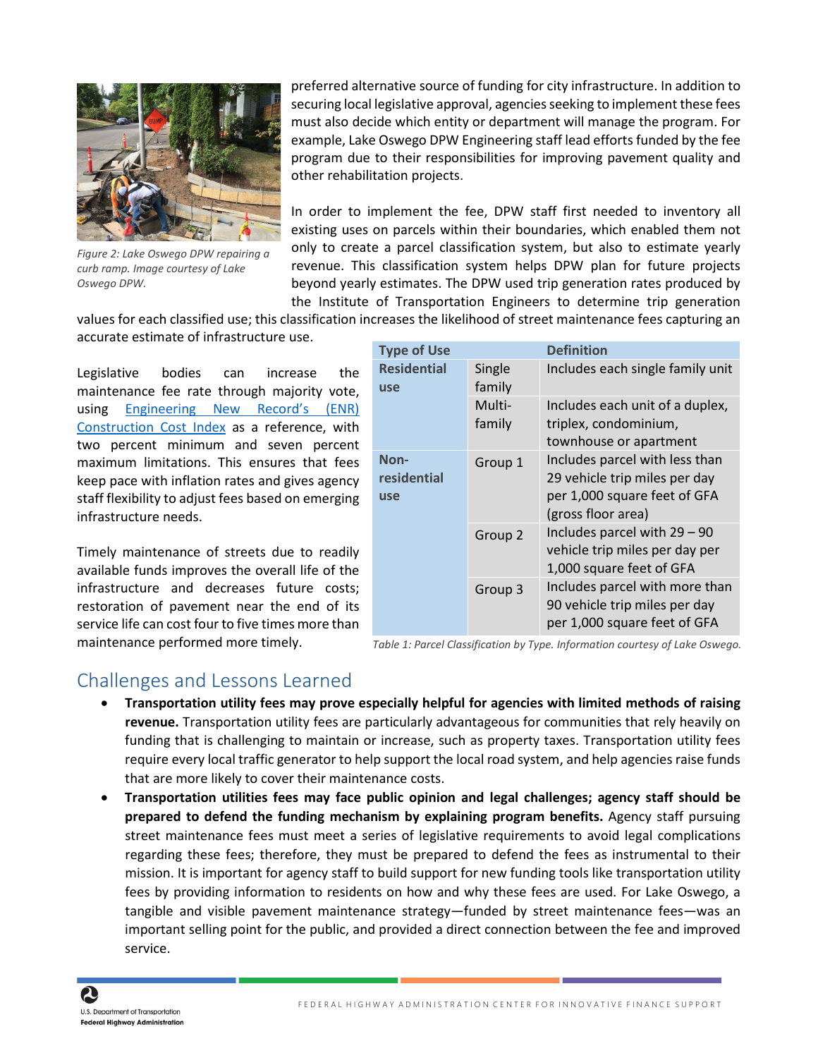*Figure 2: Lake Oswego DPW repairing a curb ramp. Image courtesy of Lake Oswego DPW.*

preferred alternative source of funding for city infrastructure. In addition to securing local legislative approval, agencies seeking to implement these fees must also decide which entity or department will manage the program. For example, Lake Oswego DPW Engineering staff lead efforts funded by the fee program due to their responsibilities for improving pavement quality and other rehabilitation projects.

In order to implement the fee, DPW staff first needed to inventory all existing uses on parcels within their boundaries, which enabled them not only to create a parcel classification system, but also to estimate yearly revenue. This classification system helps DPW plan for future projects beyond yearly estimates. The DPW used trip generation rates produced by the Institute of Transportation Engineers to determine trip generation values for each classified use; this classification increases the likelihood of street maintenance fees capturing an accurate estimate of infrastructure use.

Legislative bodies can increase the maintenance fee rate through majority vote, using [Engineering New Record's (ENR) Construction Cost Index]() as a reference, with two percent minimum and seven percent maximum limitations. This ensures that fees keep pace with inflation rates and gives agency staff flexibility to adjust fees based on emerging infrastructure needs.

Timely maintenance of streets due to readily available funds improves the overall life of the infrastructure and decreases future costs; restoration of pavement near the end of its service life can cost four to five times more than maintenance performed more timely.

| Type of Use | | Definition |
|---|---|---|
| Residential use | Single family | Includes each single family unit |
| | Multi-family | Includes each unit of a duplex, triplex, condominium, townhouse or apartment |
| Non-residential use | Group 1 | Includes parcel with less than 29 vehicle trip miles per day per 1,000 square feet of GFA (gross floor area) |
| | Group 2 | Includes parcel with 29 – 90 vehicle trip miles per day per 1,000 square feet of GFA |
| | Group 3 | Includes parcel with more than 90 vehicle trip miles per day per 1,000 square feet of GFA |

*Table 1: Parcel Classification by Type. Information courtesy of Lake Oswego.*

## Challenges and Lessons Learned

- **Transportation utility fees may prove especially helpful for agencies with limited methods of raising revenue.** Transportation utility fees are particularly advantageous for communities that rely heavily on funding that is challenging to maintain or increase, such as property taxes. Transportation utility fees require every local traffic generator to help support the local road system, and help agencies raise funds that are more likely to cover their maintenance costs.
- **Transportation utilities fees may face public opinion and legal challenges; agency staff should be prepared to defend the funding mechanism by explaining program benefits.** Agency staff pursuing street maintenance fees must meet a series of legislative requirements to avoid legal complications regarding these fees; therefore, they must be prepared to defend the fees as instrumental to their mission. It is important for agency staff to build support for new funding tools like transportation utility fees by providing information to residents on how and why these fees are used. For Lake Oswego, a tangible and visible pavement maintenance strategy—funded by street maintenance fees—was an important selling point for the public, and provided a direct connection between the fee and improved service.